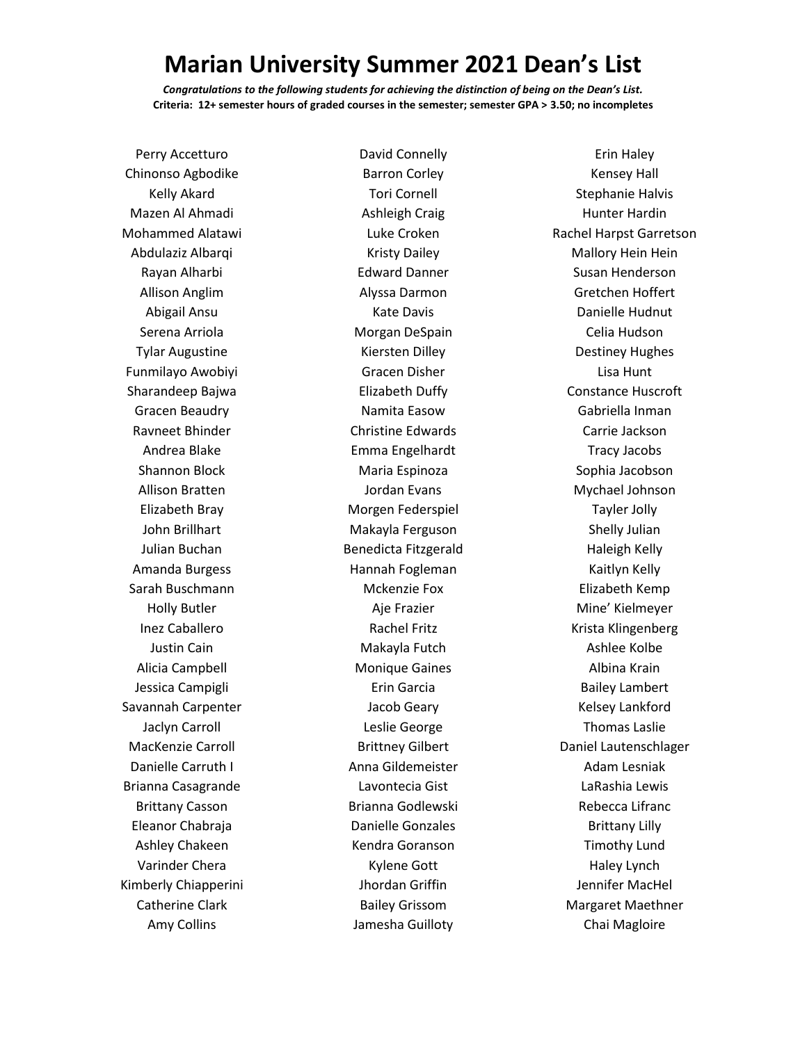# Marian University Summer 2021 Dean's List

***Congratulations to the following students for achieving the distinction of being on the Dean's List.***

**Criteria: 12+ semester hours of graded courses in the semester; semester GPA > 3.50; no incompletes**

Perry Accetturo
Chinonso Agbodike
Kelly Akard
Mazen Al Ahmadi
Mohammed Alatawi
Abdulaziz Albarqi
Rayan Alharbi
Allison Anglim
Abigail Ansu
Serena Arriola
Tylar Augustine
Funmilayo Awobiyi
Sharandeep Bajwa
Gracen Beaudry
Ravneet Bhinder
Andrea Blake
Shannon Block
Allison Bratten
Elizabeth Bray
John Brillhart
Julian Buchan
Amanda Burgess
Sarah Buschmann
Holly Butler
Inez Caballero
Justin Cain
Alicia Campbell
Jessica Campigli
Savannah Carpenter
Jaclyn Carroll
MacKenzie Carroll
Danielle Carruth I
Brianna Casagrande
Brittany Casson
Eleanor Chabraja
Ashley Chakeen
Varinder Chera
Kimberly Chiapperini
Catherine Clark
Amy Collins
David Connelly
Barron Corley
Tori Cornell
Ashleigh Craig
Luke Croken
Kristy Dailey
Edward Danner
Alyssa Darmon
Kate Davis
Morgan DeSpain
Kiersten Dilley
Gracen Disher
Elizabeth Duffy
Namita Easow
Christine Edwards
Emma Engelhardt
Maria Espinoza
Jordan Evans
Morgen Federspiel
Makayla Ferguson
Benedicta Fitzgerald
Hannah Fogleman
Mckenzie Fox
Aje Frazier
Rachel Fritz
Makayla Futch
Monique Gaines
Erin Garcia
Jacob Geary
Leslie George
Brittney Gilbert
Anna Gildemeister
Lavontecia Gist
Brianna Godlewski
Danielle Gonzales
Kendra Goranson
Kylene Gott
Jhordan Griffin
Bailey Grissom
Jamesha Guilloty
Erin Haley
Kensey Hall
Stephanie Halvis
Hunter Hardin
Rachel Harpst Garretson
Mallory Hein Hein
Susan Henderson
Gretchen Hoffert
Danielle Hudnut
Celia Hudson
Destiney Hughes
Lisa Hunt
Constance Huscroft
Gabriella Inman
Carrie Jackson
Tracy Jacobs
Sophia Jacobson
Mychael Johnson
Tayler Jolly
Shelly Julian
Haleigh Kelly
Kaitlyn Kelly
Elizabeth Kemp
Mine' Kielmeyer
Krista Klingenberg
Ashlee Kolbe
Albina Krain
Bailey Lambert
Kelsey Lankford
Thomas Laslie
Daniel Lautenschlager
Adam Lesniak
LaRashia Lewis
Rebecca Lifranc
Brittany Lilly
Timothy Lund
Haley Lynch
Jennifer MacHel
Margaret Maethner
Chai Magloire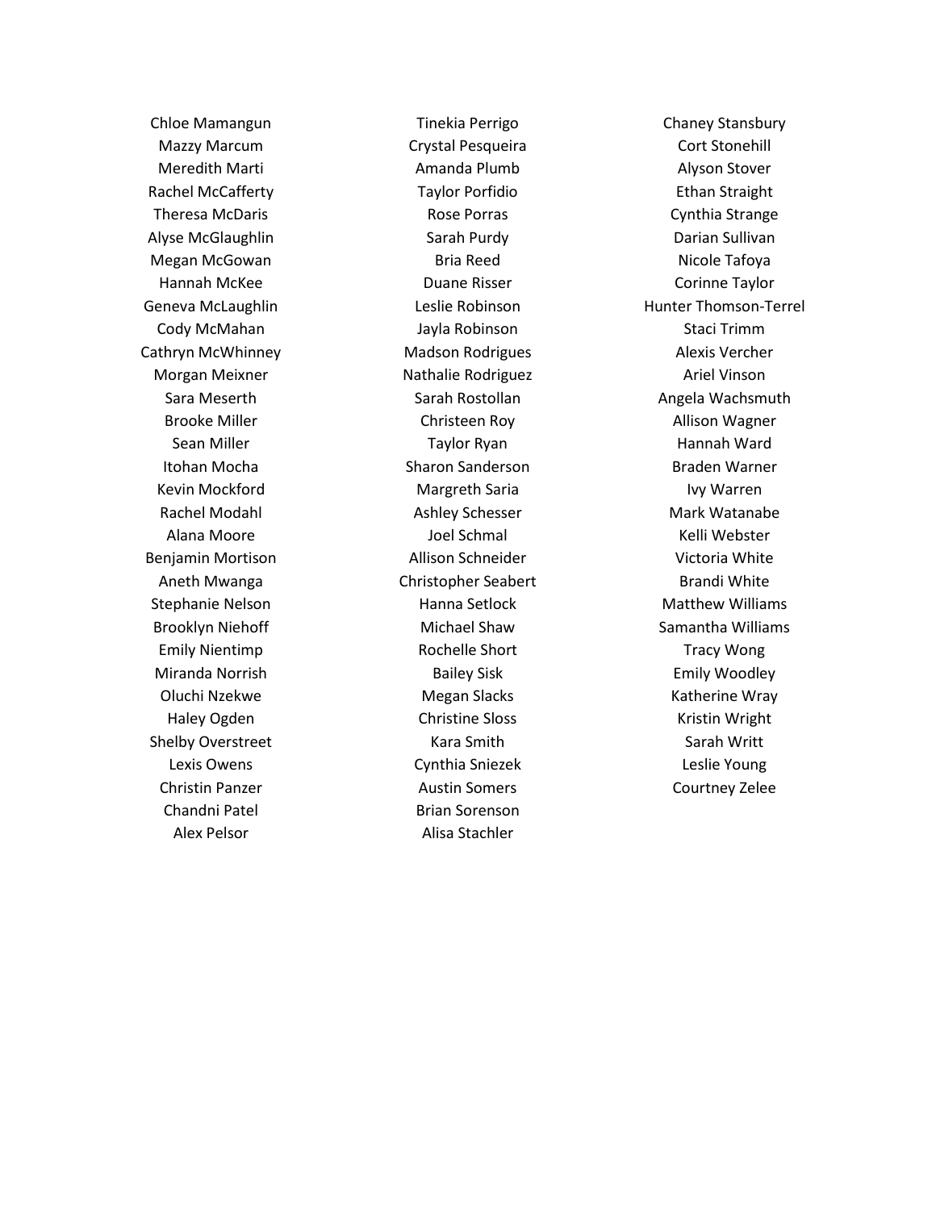Chloe Mamangun
Mazzy Marcum
Meredith Marti
Rachel McCafferty
Theresa McDaris
Alyse McGlaughlin
Megan McGowan
Hannah McKee
Geneva McLaughlin
Cody McMahan
Cathryn McWhinney
Morgan Meixner
Sara Meserth
Brooke Miller
Sean Miller
Itohan Mocha
Kevin Mockford
Rachel Modahl
Alana Moore
Benjamin Mortison
Aneth Mwanga
Stephanie Nelson
Brooklyn Niehoff
Emily Nientimp
Miranda Norrish
Oluchi Nzekwe
Haley Ogden
Shelby Overstreet
Lexis Owens
Christin Panzer
Chandni Patel
Alex Pelsor

Tinekia Perrigo
Crystal Pesqueira
Amanda Plumb
Taylor Porfidio
Rose Porras
Sarah Purdy
Bria Reed
Duane Risser
Leslie Robinson
Jayla Robinson
Madson Rodrigues
Nathalie Rodriguez
Sarah Rostollan
Christeen Roy
Taylor Ryan
Sharon Sanderson
Margreth Saria
Ashley Schesser
Joel Schmal
Allison Schneider
Christopher Seabert
Hanna Setlock
Michael Shaw
Rochelle Short
Bailey Sisk
Megan Slacks
Christine Sloss
Kara Smith
Cynthia Sniezek
Austin Somers
Brian Sorenson
Alisa Stachler

Chaney Stansbury
Cort Stonehill
Alyson Stover
Ethan Straight
Cynthia Strange
Darian Sullivan
Nicole Tafoya
Corinne Taylor
Hunter Thomson-Terrel
Staci Trimm
Alexis Vercher
Ariel Vinson
Angela Wachsmuth
Allison Wagner
Hannah Ward
Braden Warner
Ivy Warren
Mark Watanabe
Kelli Webster
Victoria White
Brandi White
Matthew Williams
Samantha Williams
Tracy Wong
Emily Woodley
Katherine Wray
Kristin Wright
Sarah Writt
Leslie Young
Courtney Zelee